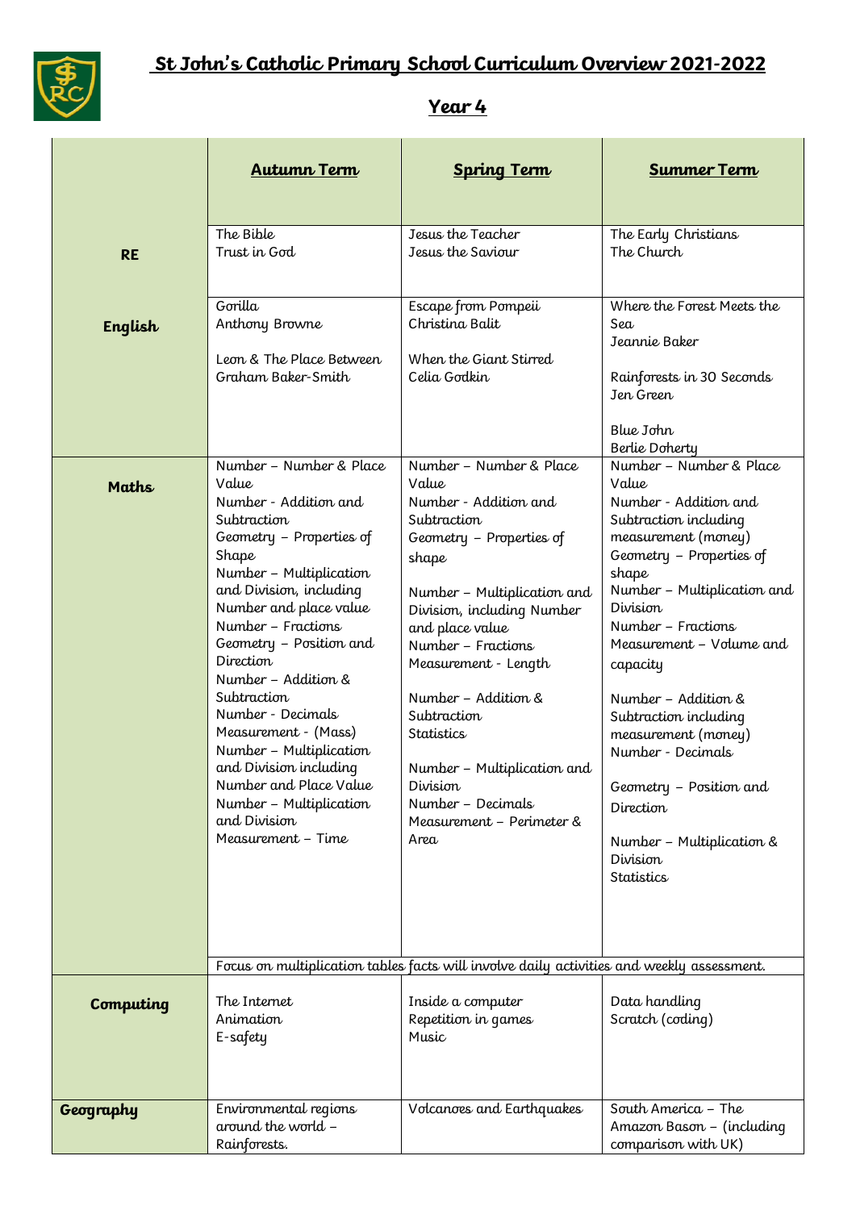# St John's Catholic Primary School Curriculum Overview 2021-2022

## Year 4

| | **Autumn Term** | **Spring Term** | **Summer Term** |
|---|---|---|---|
| **RE** | The Bible<br>Trust in God | Jesus the Teacher<br>Jesus the Saviour | The Early Christians<br>The Church |
| **English** | Gorilla<br>Anthony Browne<br><br>Leon & The Place Between<br>Graham Baker-Smith | Escape from Pompeii<br>Christina Balit<br><br>When the Giant Stirred<br>Celia Godkin | Where the Forest Meets the Sea<br>Jeannie Baker<br><br>Rainforests in 30 Seconds<br>Jen Green<br><br>Blue John<br>Berlie Doherty |
| **Maths** | Number – Number & Place Value<br>Number - Addition and Subtraction<br>Geometry – Properties of Shape<br>Number – Multiplication and Division, including Number and place value<br>Number – Fractions<br>Geometry – Position and Direction<br>Number – Addition & Subtraction<br>Number - Decimals<br>Measurement - (Mass)<br>Number – Multiplication and Division including Number and Place Value<br>Number – Multiplication and Division<br>Measurement – Time | Number – Number & Place Value<br>Number - Addition and Subtraction<br>Geometry – Properties of shape<br><br>Number – Multiplication and Division, including Number and place value<br>Number – Fractions<br>Measurement - Length<br><br>Number – Addition & Subtraction<br>Statistics<br><br>Number – Multiplication and Division<br>Number – Decimals<br>Measurement – Perimeter & Area | Number – Number & Place Value<br>Number - Addition and Subtraction including measurement (money)<br>Geometry – Properties of shape<br>Number – Multiplication and Division<br>Number – Fractions<br>Measurement – Volume and capacity<br><br>Number – Addition & Subtraction including measurement (money)<br>Number - Decimals<br><br>Geometry – Position and Direction<br><br>Number – Multiplication & Division<br>Statistics |
| | Focus on multiplication tables facts will involve daily activities and weekly assessment. | | |
| **Computing** | The Internet<br>Animation<br>E-safety | Inside a computer<br>Repetition in games<br>Music | Data handling<br>Scratch (coding) |
| **Geography** | Environmental regions around the world – Rainforests. | Volcanoes and Earthquakes | South America – The Amazon Bason – (including comparison with UK) |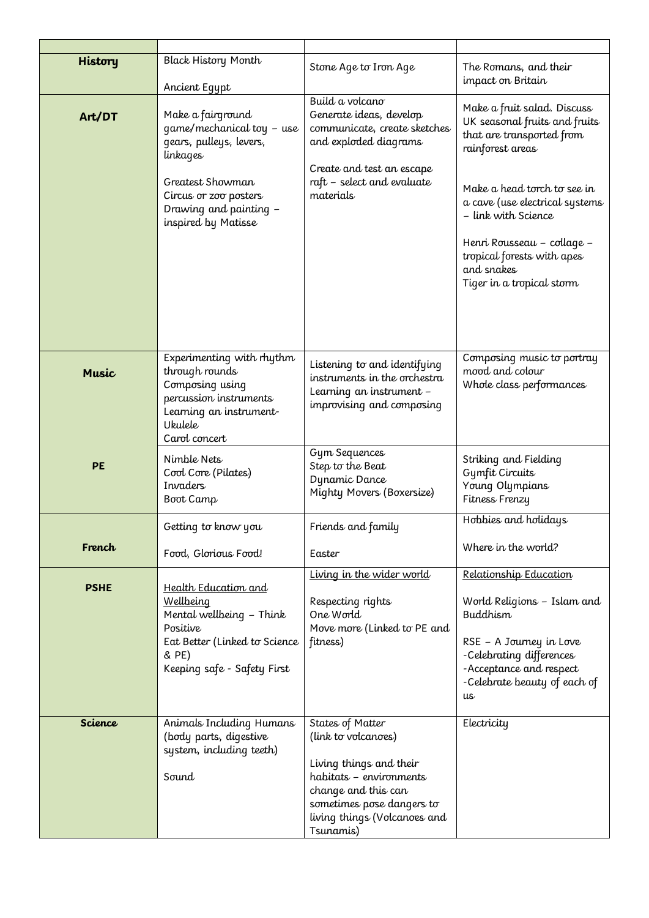| | | | |
|---|---|---|---|
| **History** | Black History Month<br><br>Ancient Egypt | Stone Age to Iron Age | The Romans, and their impact on Britain |
| **Art/DT** | Make a fairground game/mechanical toy – use gears, pulleys, levers, linkages<br><br>Greatest Showman Circus or zoo posters Drawing and painting – inspired by Matisse | Build a volcano Generate ideas, develop communicate, create sketches and exploded diagrams<br><br>Create and test an escape raft – select and evaluate materials | Make a fruit salad. Discuss UK seasonal fruits and fruits that are transported from rainforest areas<br><br>Make a head torch to see in a cave (use electrical systems – link with Science<br><br>Henri Rousseau – collage – tropical forests with apes and snakes<br>Tiger in a tropical storm |
| **Music** | Experimenting with rhythm through rounds<br>Composing using percussion instruments<br>Learning an instrument- Ukulele<br>Carol concert | Listening to and identifying instruments in the orchestra<br>Learning an instrument – improvising and composing | Composing music to portray mood and colour<br>Whole class performances |
| **PE** | Nimble Nets<br>Cool Core (Pilates)<br>Invaders<br>Boot Camp | Gym Sequences<br>Step to the Beat<br>Dynamic Dance<br>Mighty Movers (Boxersize) | Striking and Fielding<br>Gymfit Circuits<br>Young Olympians<br>Fitness Frenzy |
| **French** | Getting to know you<br><br>Food, Glorious Food! | Friends and family<br><br>Easter | Hobbies and holidays<br><br>Where in the world? |
| **PSHE** | <u>Health Education and Wellbeing</u><br>Mental wellbeing – Think Positive<br>Eat Better (Linked to Science & PE)<br>Keeping safe - Safety First | <u>Living in the wider world</u><br><br>Respecting rights<br>One World<br>Move more (Linked to PE and fitness) | <u>Relationship Education</u><br><br>World Religions – Islam and Buddhism<br><br>RSE – A Journey in Love<br>-Celebrating differences<br>-Acceptance and respect<br>-Celebrate beauty of each of us |
| **Science** | Animals Including Humans (body parts, digestive system, including teeth)<br><br>Sound | States of Matter (link to volcanoes)<br><br>Living things and their habitats – environments change and this can sometimes pose dangers to living things (Volcanoes and Tsunamis) | Electricity |